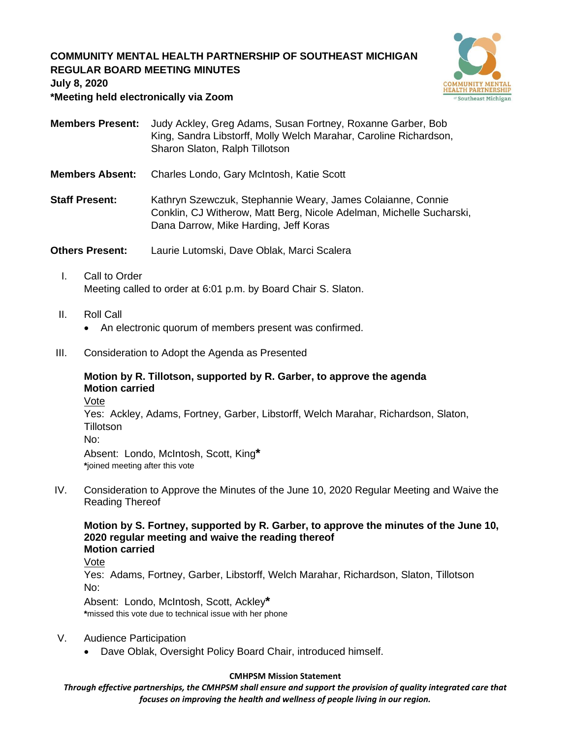**COMMUNITY MENTAL HEALTH PARTNERSHIP OF SOUTHEAST MICHIGAN**
**REGULAR BOARD MEETING MINUTES**
**July 8, 2020**
***Meeting held electronically via Zoom**

**Members Present:** Judy Ackley, Greg Adams, Susan Fortney, Roxanne Garber, Bob King, Sandra Libstorff, Molly Welch Marahar, Caroline Richardson, Sharon Slaton, Ralph Tillotson

**Members Absent:** Charles Londo, Gary McIntosh, Katie Scott

**Staff Present:** Kathryn Szewczuk, Stephannie Weary, James Colaianne, Connie Conklin, CJ Witherow, Matt Berg, Nicole Adelman, Michelle Sucharski, Dana Darrow, Mike Harding, Jeff Koras

**Others Present:** Laurie Lutomski, Dave Oblak, Marci Scalera

I. Call to Order
Meeting called to order at 6:01 p.m. by Board Chair S. Slaton.

II. Roll Call
- An electronic quorum of members present was confirmed.

III. Consideration to Adopt the Agenda as Presented

**Motion by R. Tillotson, supported by R. Garber, to approve the agenda**
**Motion carried**
Vote
Yes: Ackley, Adams, Fortney, Garber, Libstorff, Welch Marahar, Richardson, Slaton, Tillotson
No:
Absent: Londo, McIntosh, Scott, King*
*joined meeting after this vote

IV. Consideration to Approve the Minutes of the June 10, 2020 Regular Meeting and Waive the Reading Thereof

**Motion by S. Fortney, supported by R. Garber, to approve the minutes of the June 10, 2020 regular meeting and waive the reading thereof**
**Motion carried**
Vote
Yes: Adams, Fortney, Garber, Libstorff, Welch Marahar, Richardson, Slaton, Tillotson
No:
Absent: Londo, McIntosh, Scott, Ackley*
*missed this vote due to technical issue with her phone

V. Audience Participation
- Dave Oblak, Oversight Policy Board Chair, introduced himself.

**CMHPSM Mission Statement**
***Through effective partnerships, the CMHPSM shall ensure and support the provision of quality integrated care that focuses on improving the health and wellness of people living in our region.***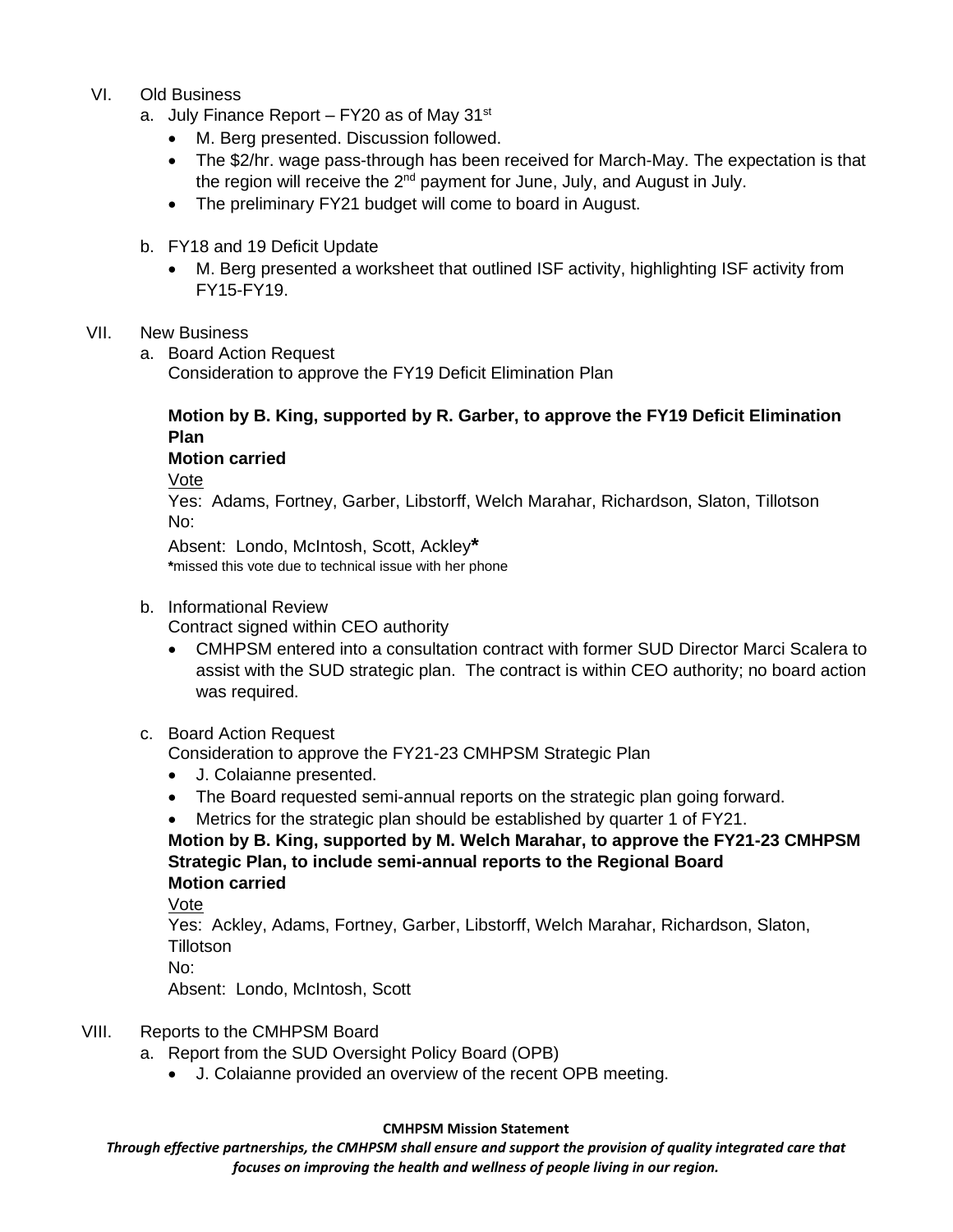VI. Old Business

a. July Finance Report – FY20 as of May 31st

- M. Berg presented. Discussion followed.
- The $2/hr. wage pass-through has been received for March-May. The expectation is that the region will receive the 2nd payment for June, July, and August in July.
- The preliminary FY21 budget will come to board in August.

b. FY18 and 19 Deficit Update

- M. Berg presented a worksheet that outlined ISF activity, highlighting ISF activity from FY15-FY19.

VII. New Business

a. Board Action Request
Consideration to approve the FY19 Deficit Elimination Plan

**Motion by B. King, supported by R. Garber, to approve the FY19 Deficit Elimination Plan**
**Motion carried**

Vote
Yes: Adams, Fortney, Garber, Libstorff, Welch Marahar, Richardson, Slaton, Tillotson
No:
Absent: Londo, McIntosh, Scott, Ackley*
*missed this vote due to technical issue with her phone

b. Informational Review
Contract signed within CEO authority

- CMHPSM entered into a consultation contract with former SUD Director Marci Scalera to assist with the SUD strategic plan. The contract is within CEO authority; no board action was required.

c. Board Action Request
Consideration to approve the FY21-23 CMHPSM Strategic Plan

- J. Colaianne presented.
- The Board requested semi-annual reports on the strategic plan going forward.
- Metrics for the strategic plan should be established by quarter 1 of FY21.

**Motion by B. King, supported by M. Welch Marahar, to approve the FY21-23 CMHPSM Strategic Plan, to include semi-annual reports to the Regional Board**
**Motion carried**

Vote
Yes: Ackley, Adams, Fortney, Garber, Libstorff, Welch Marahar, Richardson, Slaton, Tillotson
No:
Absent: Londo, McIntosh, Scott

VIII. Reports to the CMHPSM Board

a. Report from the SUD Oversight Policy Board (OPB)

- J. Colaianne provided an overview of the recent OPB meeting.

**CMHPSM Mission Statement**

***Through effective partnerships, the CMHPSM shall ensure and support the provision of quality integrated care that focuses on improving the health and wellness of people living in our region.***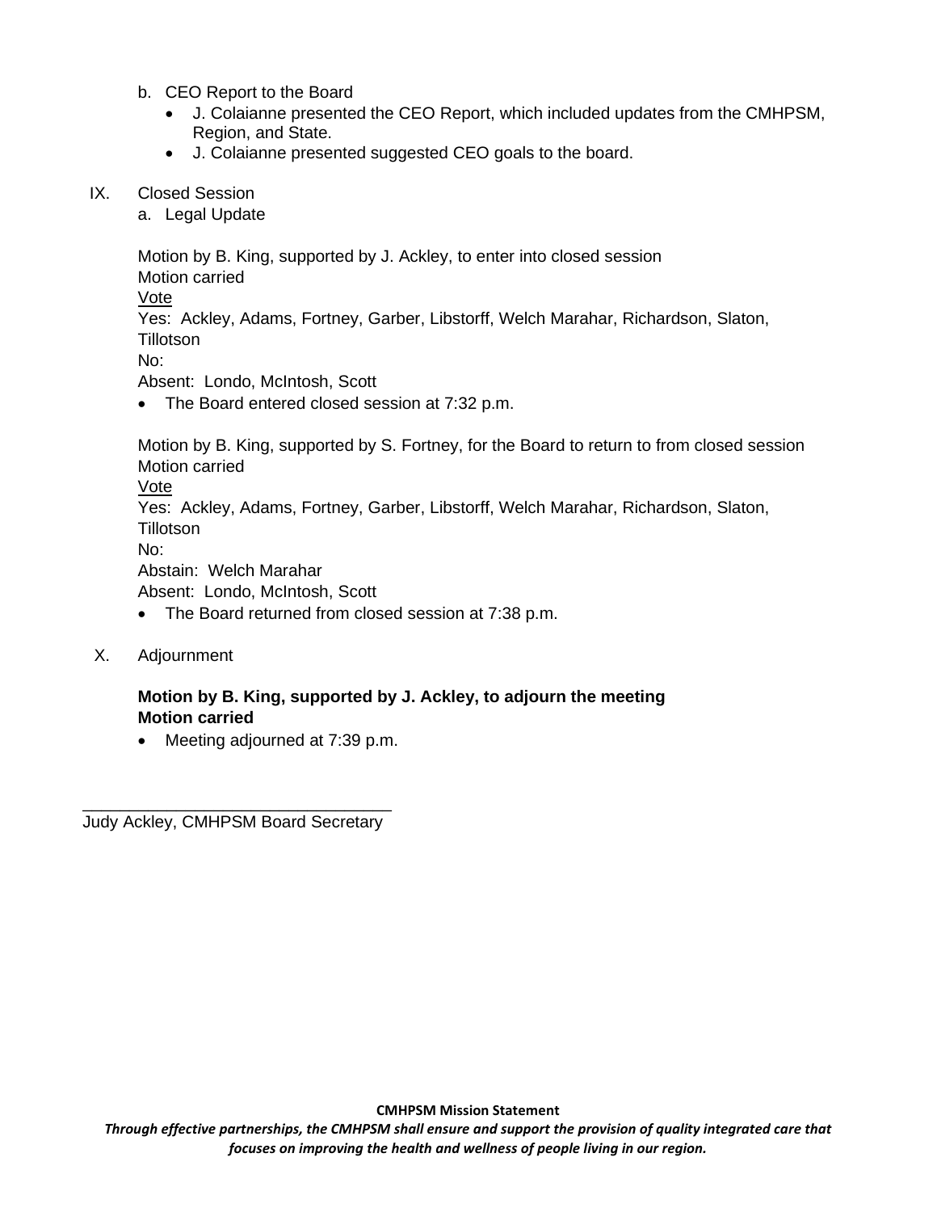b. CEO Report to the Board
   - J. Colaianne presented the CEO Report, which included updates from the CMHPSM, Region, and State.
   - J. Colaianne presented suggested CEO goals to the board.

IX. Closed Session

a. Legal Update

Motion by B. King, supported by J. Ackley, to enter into closed session
Motion carried
Vote
Yes: Ackley, Adams, Fortney, Garber, Libstorff, Welch Marahar, Richardson, Slaton, Tillotson
No:
Absent: Londo, McIntosh, Scott

- The Board entered closed session at 7:32 p.m.

Motion by B. King, supported by S. Fortney, for the Board to return to from closed session
Motion carried
Vote
Yes: Ackley, Adams, Fortney, Garber, Libstorff, Welch Marahar, Richardson, Slaton, Tillotson
No:
Abstain: Welch Marahar
Absent: Londo, McIntosh, Scott

- The Board returned from closed session at 7:38 p.m.

X. Adjournment

**Motion by B. King, supported by J. Ackley, to adjourn the meeting**
**Motion carried**

- Meeting adjourned at 7:39 p.m.

________________________________
Judy Ackley, CMHPSM Board Secretary

**CMHPSM Mission Statement**
***Through effective partnerships, the CMHPSM shall ensure and support the provision of quality integrated care that focuses on improving the health and wellness of people living in our region.***